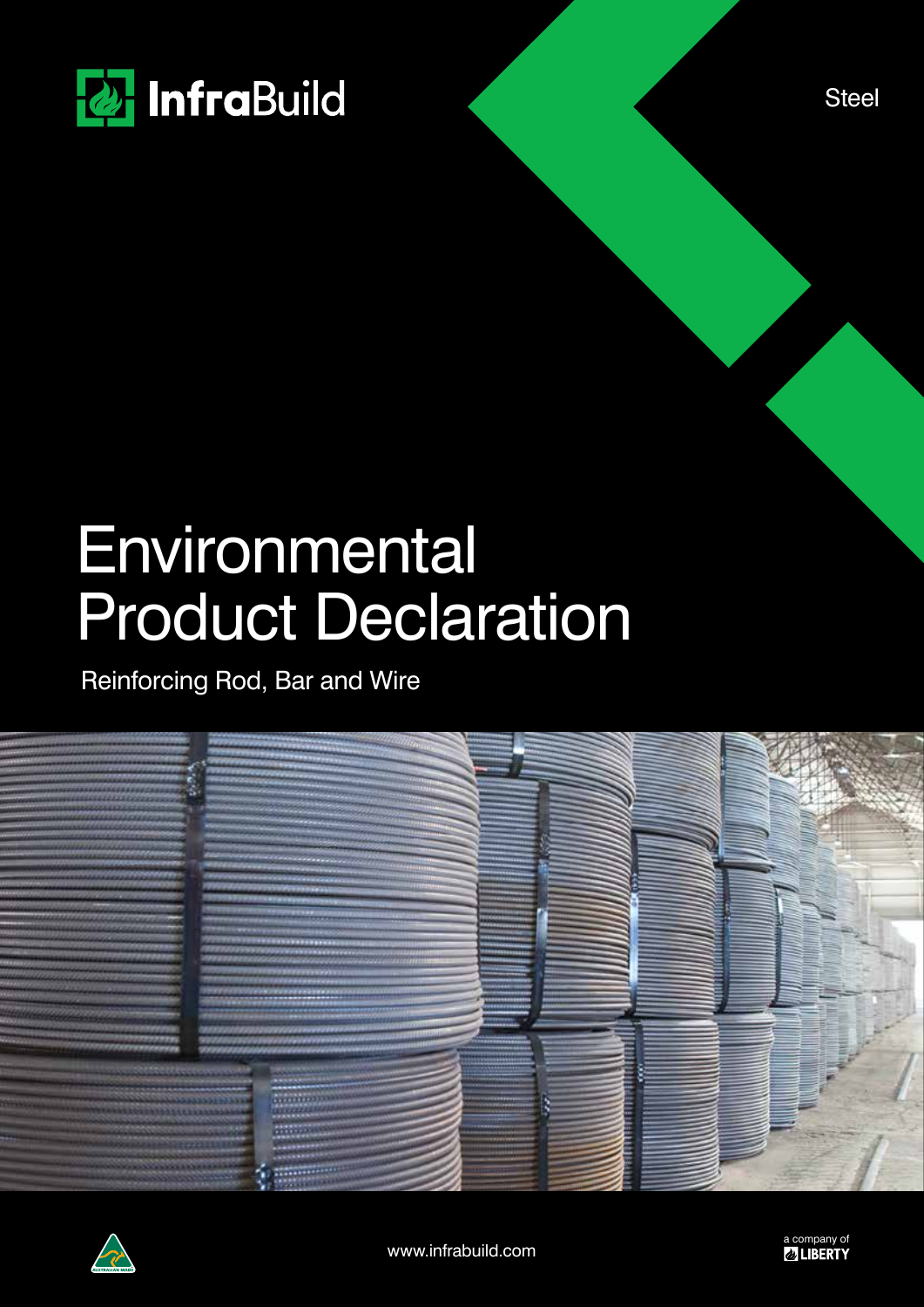InfraBuild

Steel

# Environmental Product Declaration

Reinforcing Rod, Bar and Wire

www.infrabuild.com

a company of LIBERTY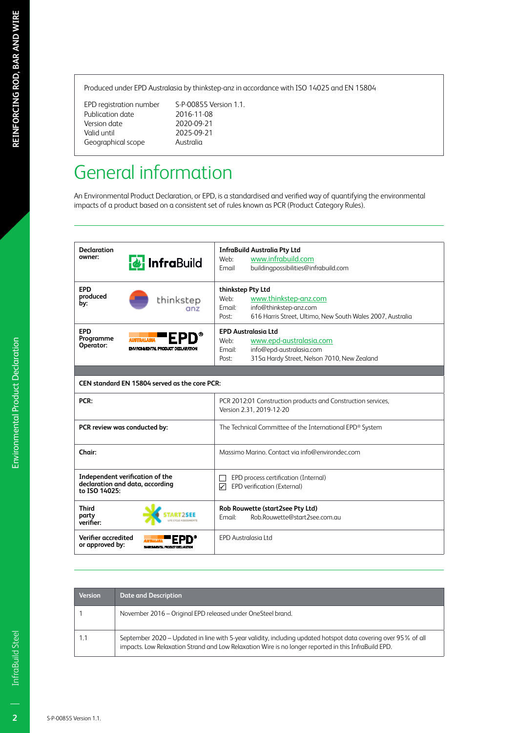Produced under EPD Australasia by thinkstep-anz in accordance with ISO 14025 and EN 15804

| | |
|---|---|
| EPD registration number | S-P-00855 Version 1.1. |
| Publication date | 2016-11-08 |
| Version date | 2020-09-21 |
| Valid until | 2025-09-21 |
| Geographical scope | Australia |

# General information

An Environmental Product Declaration, or EPD, is a standardised and verified way of quantifying the environmental impacts of a product based on a consistent set of rules known as PCR (Product Category Rules).

| | |
|---|---|
| **Declaration owner:** InfraBuild | **InfraBuild Australia Pty Ltd**<br>Web: www.infrabuild.com<br>Email: buildingpossibilities@infrabuild.com |
| **EPD produced by:** thinkstep anz | **thinkstep Pty Ltd**<br>Web: www.thinkstep-anz.com<br>Email: info@thinkstep-anz.com<br>Post: 616 Harris Street, Ultimo, New South Wales 2007, Australia |
| **EPD Programme Operator:** AUSTRALASIA EPD® ENVIRONMENTAL PRODUCT DECLARATION | **EPD Australasia Ltd**<br>Web: www.epd-australasia.com<br>Email: info@epd-australasia.com<br>Post: 315a Hardy Street, Nelson 7010, New Zealand |
| **CEN standard EN 15804 served as the core PCR:** | |
| **PCR:** | PCR 2012:01 Construction products and Construction services, Version 2.31, 2019-12-20 |
| **PCR review was conducted by:** | The Technical Committee of the International EPD® System |
| **Chair:** | Massimo Marino. Contact via info@environdec.com |
| **Independent verification of the declaration and data, according to ISO 14025:** | ☐ EPD process certification (Internal)<br>☑ EPD verification (External) |
| **Third party verifier:** START2SEE LIFE CYCLE ASSESSMENTS | **Rob Rouwette (start2see Pty Ltd)**<br>Email: Rob.Rouwette@start2see.com.au |
| **Verifier accredited or approved by:** AUSTRALASIA EPD® ENVIRONMENTAL PRODUCT DECLARATION | EPD Australasia Ltd |

| Version | Date and Description |
|---|---|
| 1 | November 2016 – Original EPD released under OneSteel brand. |
| 1.1 | September 2020 – Updated in line with 5-year validity, including updated hotspot data covering over 95% of all impacts. Low Relaxation Strand and Low Relaxation Wire is no longer reported in this InfraBuild EPD. |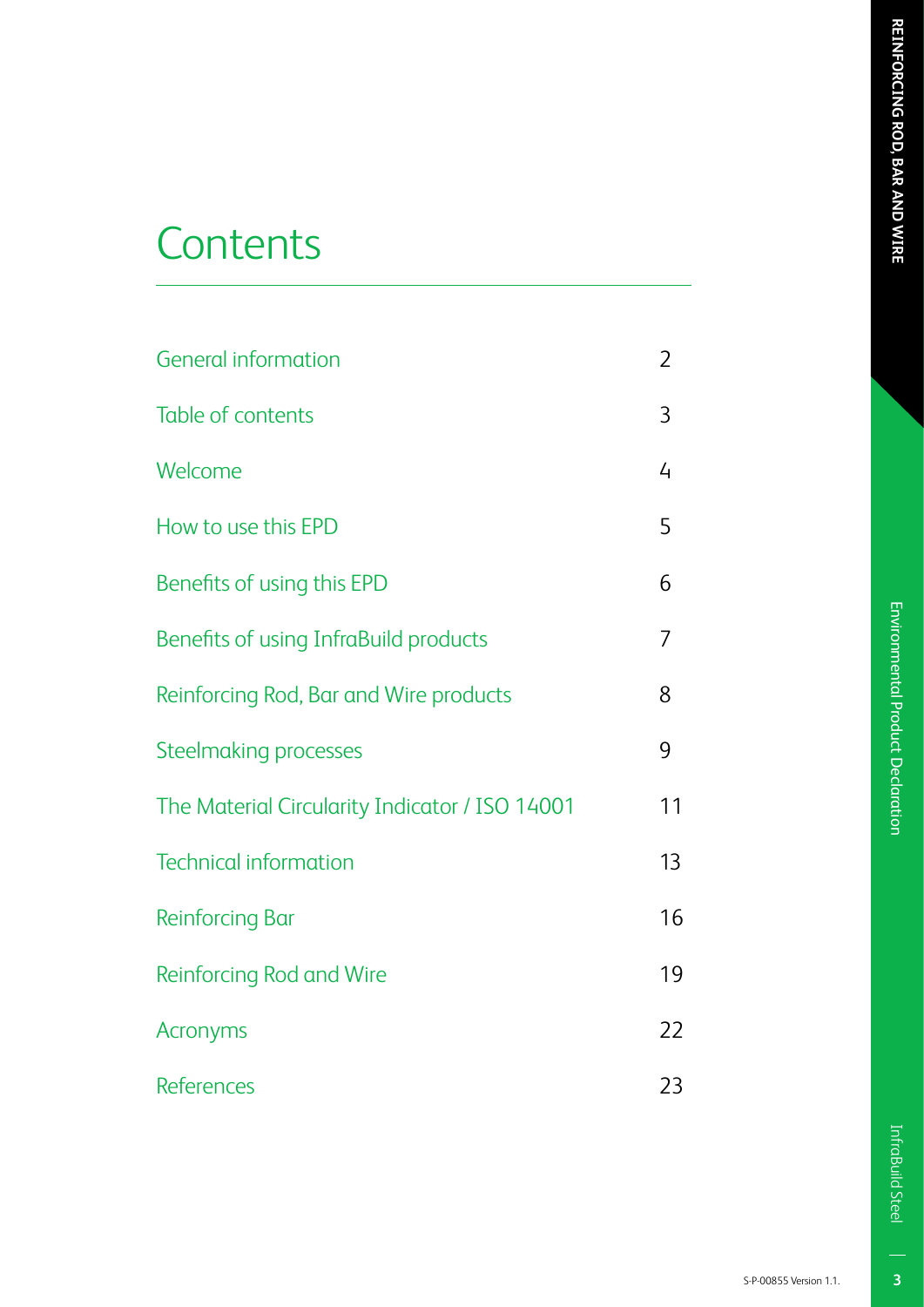# Contents

| | |
|---|---|
| General information | 2 |
| Table of contents | 3 |
| Welcome | 4 |
| How to use this EPD | 5 |
| Benefits of using this EPD | 6 |
| Benefits of using InfraBuild products | 7 |
| Reinforcing Rod, Bar and Wire products | 8 |
| Steelmaking processes | 9 |
| The Material Circularity Indicator / ISO 14001 | 11 |
| Technical information | 13 |
| Reinforcing Bar | 16 |
| Reinforcing Rod and Wire | 19 |
| Acronyms | 22 |
| References | 23 |

S-P-00855 Version 1.1.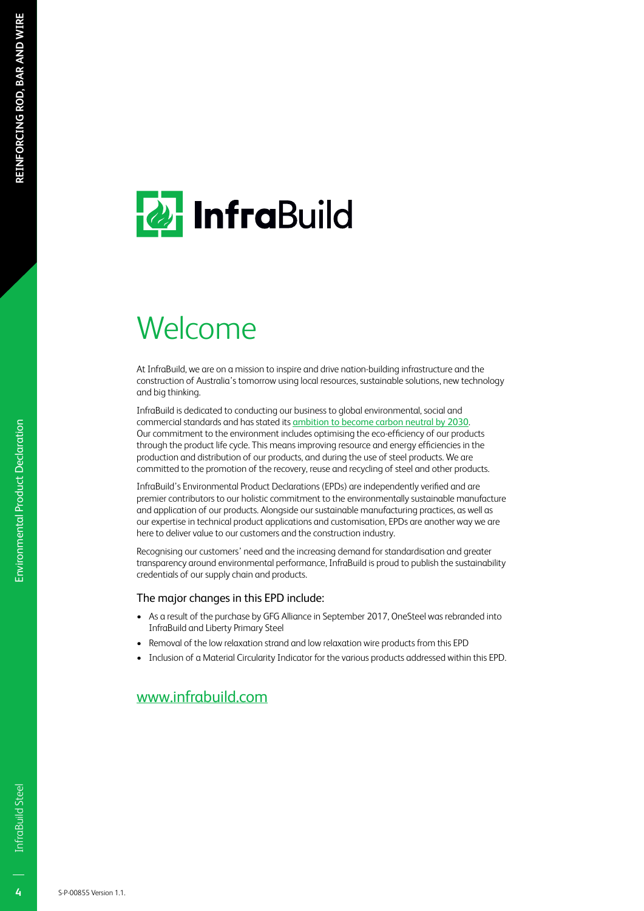# Welcome

At InfraBuild, we are on a mission to inspire and drive nation-building infrastructure and the construction of Australia's tomorrow using local resources, sustainable solutions, new technology and big thinking.

InfraBuild is dedicated to conducting our business to global environmental, social and commercial standards and has stated its ambition to become carbon neutral by 2030. Our commitment to the environment includes optimising the eco-efficiency of our products through the product life cycle. This means improving resource and energy efficiencies in the production and distribution of our products, and during the use of steel products. We are committed to the promotion of the recovery, reuse and recycling of steel and other products.

InfraBuild's Environmental Product Declarations (EPDs) are independently verified and are premier contributors to our holistic commitment to the environmentally sustainable manufacture and application of our products. Alongside our sustainable manufacturing practices, as well as our expertise in technical product applications and customisation, EPDs are another way we are here to deliver value to our customers and the construction industry.

Recognising our customers' need and the increasing demand for standardisation and greater transparency around environmental performance, InfraBuild is proud to publish the sustainability credentials of our supply chain and products.

### The major changes in this EPD include:

- As a result of the purchase by GFG Alliance in September 2017, OneSteel was rebranded into InfraBuild and Liberty Primary Steel
- Removal of the low relaxation strand and low relaxation wire products from this EPD
- Inclusion of a Material Circularity Indicator for the various products addressed within this EPD.

## www.infrabuild.com

S-P-00855 Version 1.1.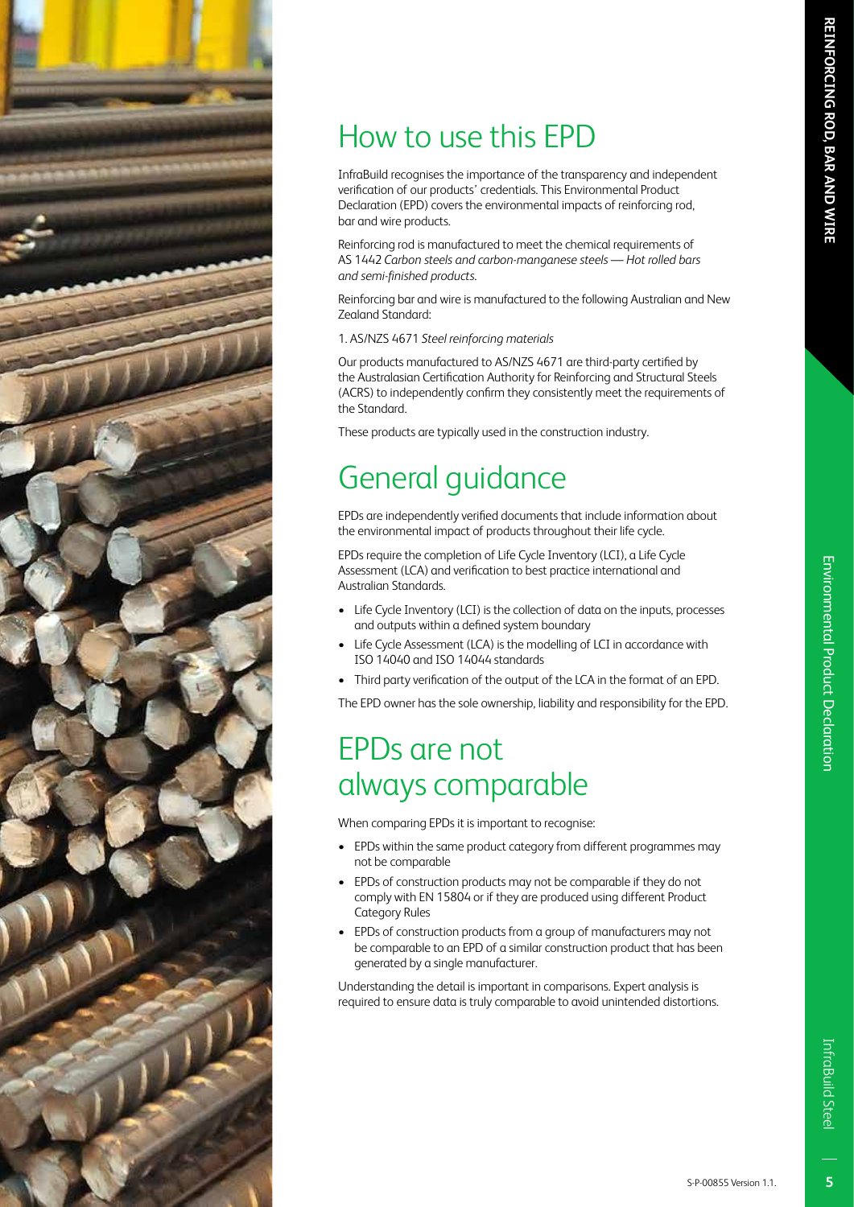# How to use this EPD

InfraBuild recognises the importance of the transparency and independent verification of our products' credentials. This Environmental Product Declaration (EPD) covers the environmental impacts of reinforcing rod, bar and wire products.

Reinforcing rod is manufactured to meet the chemical requirements of AS 1442 *Carbon steels and carbon-manganese steels — Hot rolled bars and semi-finished products.*

Reinforcing bar and wire is manufactured to the following Australian and New Zealand Standard:

1. AS/NZS 4671 *Steel reinforcing materials*

Our products manufactured to AS/NZS 4671 are third-party certified by the Australasian Certification Authority for Reinforcing and Structural Steels (ACRS) to independently confirm they consistently meet the requirements of the Standard.

These products are typically used in the construction industry.

# General guidance

EPDs are independently verified documents that include information about the environmental impact of products throughout their life cycle.

EPDs require the completion of Life Cycle Inventory (LCI), a Life Cycle Assessment (LCA) and verification to best practice international and Australian Standards.

- Life Cycle Inventory (LCI) is the collection of data on the inputs, processes and outputs within a defined system boundary
- Life Cycle Assessment (LCA) is the modelling of LCI in accordance with ISO 14040 and ISO 14044 standards
- Third party verification of the output of the LCA in the format of an EPD.

The EPD owner has the sole ownership, liability and responsibility for the EPD.

# EPDs are not always comparable

When comparing EPDs it is important to recognise:

- EPDs within the same product category from different programmes may not be comparable
- EPDs of construction products may not be comparable if they do not comply with EN 15804 or if they are produced using different Product Category Rules
- EPDs of construction products from a group of manufacturers may not be comparable to an EPD of a similar construction product that has been generated by a single manufacturer.

Understanding the detail is important in comparisons. Expert analysis is required to ensure data is truly comparable to avoid unintended distortions.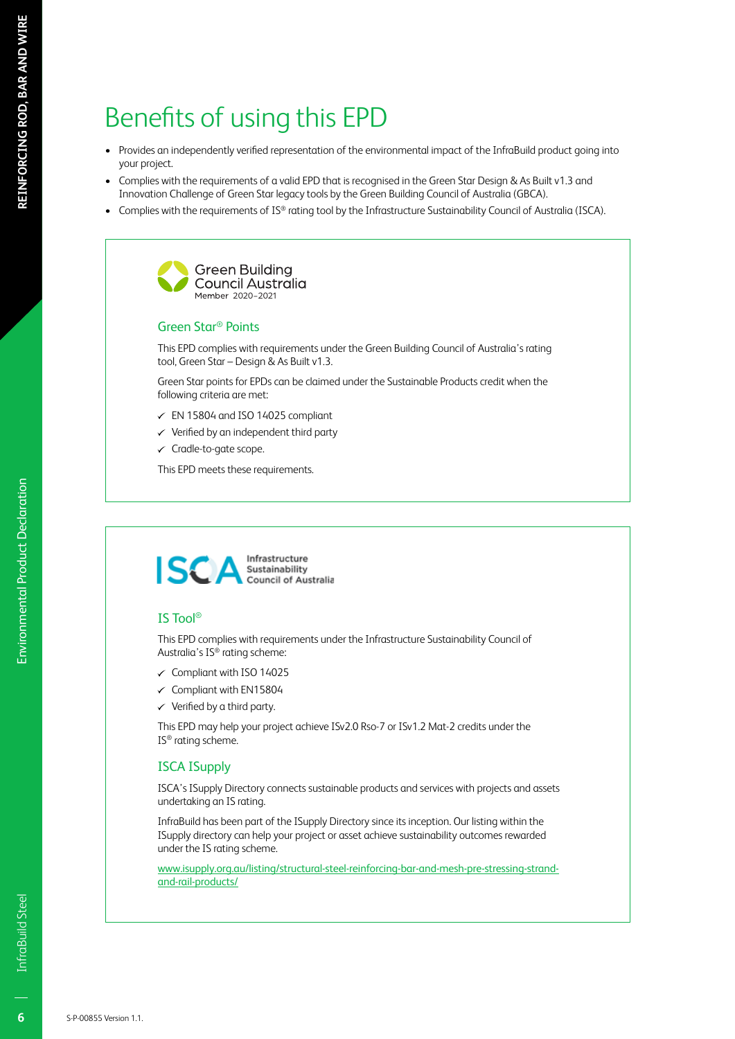# Benefits of using this EPD

- Provides an independently verified representation of the environmental impact of the InfraBuild product going into your project.
- Complies with the requirements of a valid EPD that is recognised in the Green Star Design & As Built v1.3 and Innovation Challenge of Green Star legacy tools by the Green Building Council of Australia (GBCA).
- Complies with the requirements of IS® rating tool by the Infrastructure Sustainability Council of Australia (ISCA).

Green Building Council Australia
Member 2020–2021

## Green Star® Points

This EPD complies with requirements under the Green Building Council of Australia's rating tool, Green Star – Design & As Built v1.3.

Green Star points for EPDs can be claimed under the Sustainable Products credit when the following criteria are met:

- ✓ EN 15804 and ISO 14025 compliant
- ✓ Verified by an independent third party
- ✓ Cradle-to-gate scope.

This EPD meets these requirements.

ISCA Infrastructure Sustainability Council of Australia

## IS Tool®

This EPD complies with requirements under the Infrastructure Sustainability Council of Australia's IS® rating scheme:

- ✓ Compliant with ISO 14025
- ✓ Compliant with EN15804
- ✓ Verified by a third party.

This EPD may help your project achieve ISv2.0 Rso-7 or ISv1.2 Mat-2 credits under the IS® rating scheme.

## ISCA ISupply

ISCA's ISupply Directory connects sustainable products and services with projects and assets undertaking an IS rating.

InfraBuild has been part of the ISupply Directory since its inception. Our listing within the ISupply directory can help your project or asset achieve sustainability outcomes rewarded under the IS rating scheme.

www.isupply.org.au/listing/structural-steel-reinforcing-bar-and-mesh-pre-stressing-strand-and-rail-products/

S-P-00855 Version 1.1.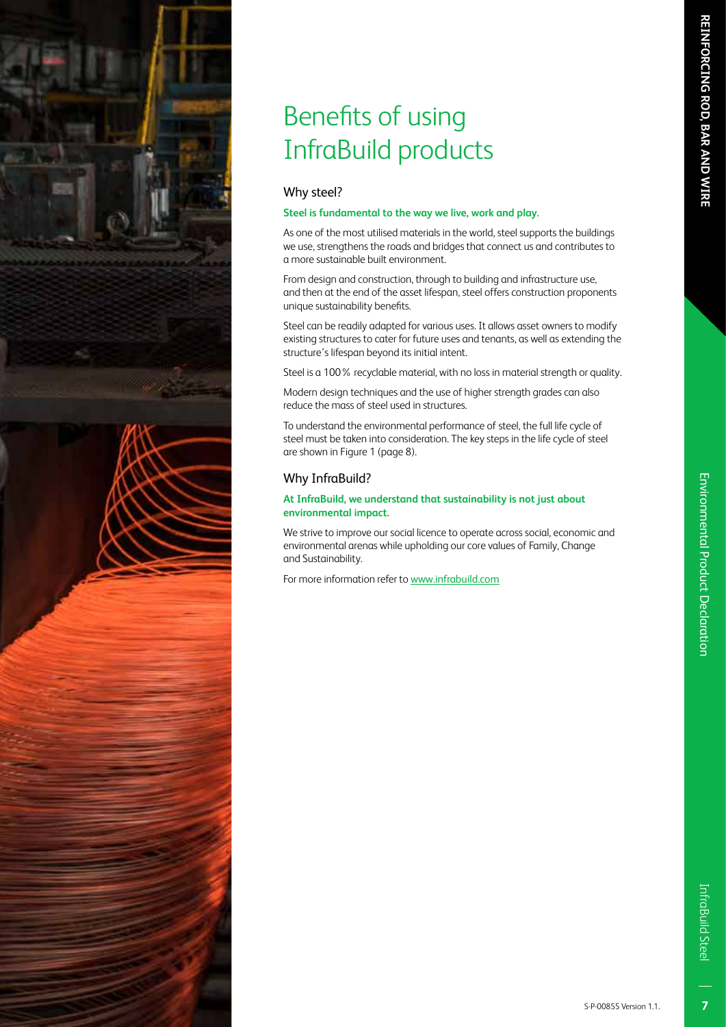# Benefits of using InfraBuild products

## Why steel?

**Steel is fundamental to the way we live, work and play.**

As one of the most utilised materials in the world, steel supports the buildings we use, strengthens the roads and bridges that connect us and contributes to a more sustainable built environment.

From design and construction, through to building and infrastructure use, and then at the end of the asset lifespan, steel offers construction proponents unique sustainability benefits.

Steel can be readily adapted for various uses. It allows asset owners to modify existing structures to cater for future uses and tenants, as well as extending the structure's lifespan beyond its initial intent.

Steel is a 100 % recyclable material, with no loss in material strength or quality.

Modern design techniques and the use of higher strength grades can also reduce the mass of steel used in structures.

To understand the environmental performance of steel, the full life cycle of steel must be taken into consideration. The key steps in the life cycle of steel are shown in Figure 1 (page 8).

## Why InfraBuild?

**At InfraBuild, we understand that sustainability is not just about environmental impact.**

We strive to improve our social licence to operate across social, economic and environmental arenas while upholding our core values of Family, Change and Sustainability.

For more information refer to www.infrabuild.com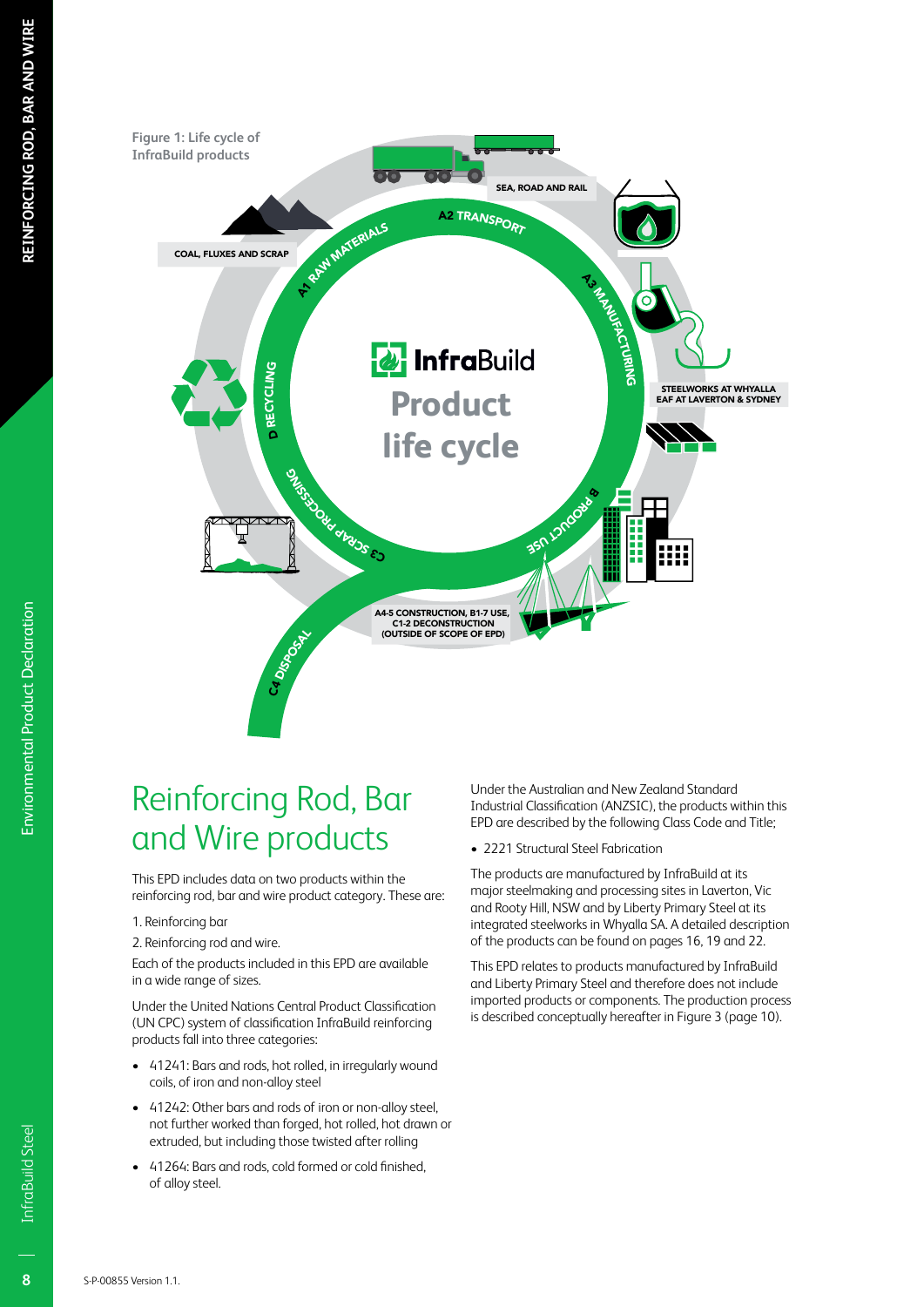Figure 1: Life cycle of InfraBuild products

COAL, FLUXES AND SCRAP

A1 RAW MATERIALS

SEA, ROAD AND RAIL

A2 TRANSPORT

A3 MANUFACTURING

STEELWORKS AT WHYALLA
EAF AT LAVERTON & SYDNEY

InfraBuild

Product life cycle

B PRODUCT USE

A4-5 CONSTRUCTION, B1-7 USE,
C1-2 DECONSTRUCTION
(OUTSIDE OF SCOPE OF EPD)

C3 SCRAP PROCESSING

C4 DISPOSAL

D RECYCLING

# Reinforcing Rod, Bar and Wire products

This EPD includes data on two products within the reinforcing rod, bar and wire product category. These are:

1. Reinforcing bar
2. Reinforcing rod and wire.

Each of the products included in this EPD are available in a wide range of sizes.

Under the United Nations Central Product Classification (UN CPC) system of classification InfraBuild reinforcing products fall into three categories:

- 41241: Bars and rods, hot rolled, in irregularly wound coils, of iron and non-alloy steel
- 41242: Other bars and rods of iron or non-alloy steel, not further worked than forged, hot rolled, hot drawn or extruded, but including those twisted after rolling
- 41264: Bars and rods, cold formed or cold finished, of alloy steel.

Under the Australian and New Zealand Standard Industrial Classification (ANZSIC), the products within this EPD are described by the following Class Code and Title;

- 2221 Structural Steel Fabrication

The products are manufactured by InfraBuild at its major steelmaking and processing sites in Laverton, Vic and Rooty Hill, NSW and by Liberty Primary Steel at its integrated steelworks in Whyalla SA. A detailed description of the products can be found on pages 16, 19 and 22.

This EPD relates to products manufactured by InfraBuild and Liberty Primary Steel and therefore does not include imported products or components. The production process is described conceptually hereafter in Figure 3 (page 10).

S-P-00855 Version 1.1.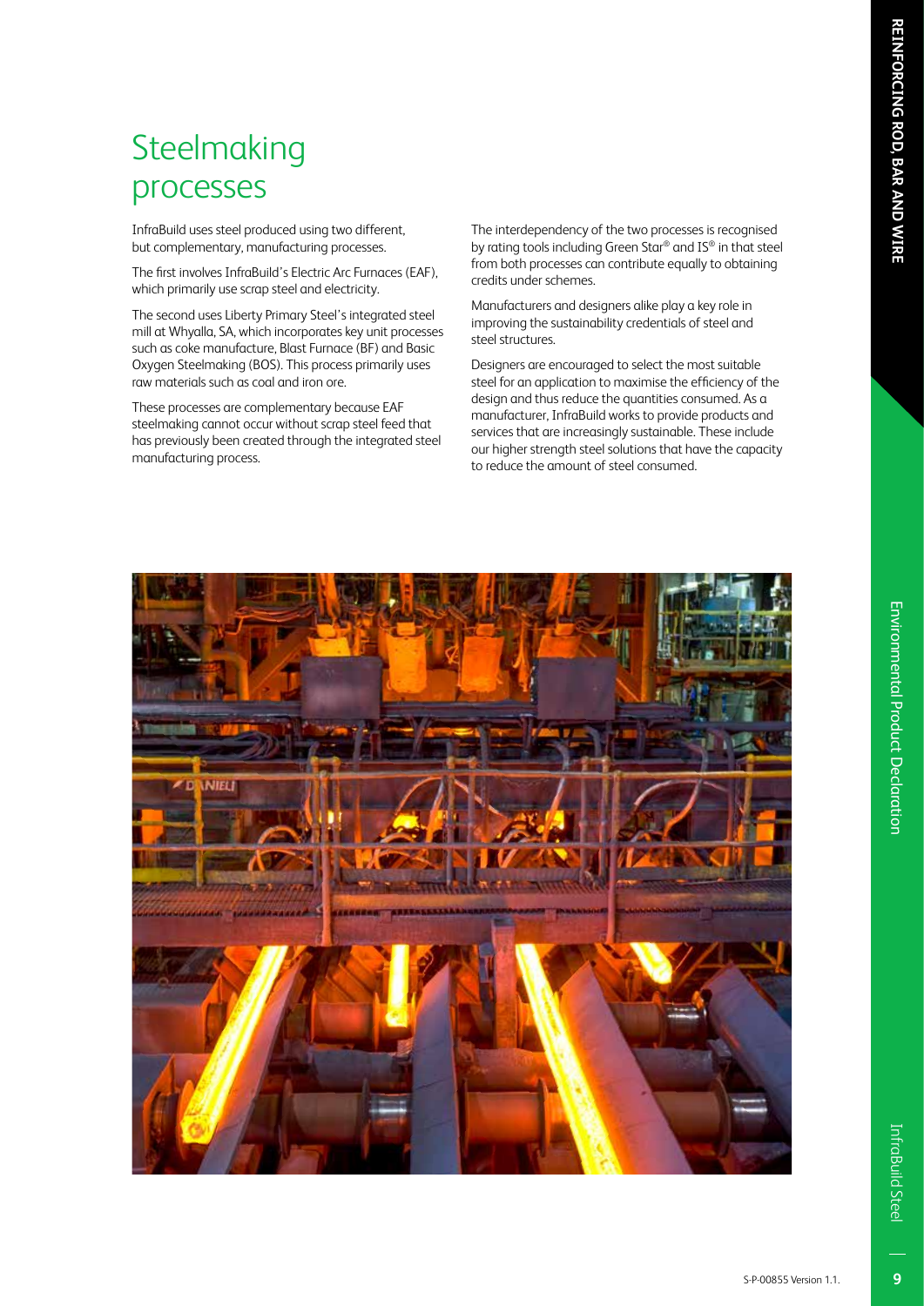# Steelmaking processes

InfraBuild uses steel produced using two different, but complementary, manufacturing processes.

The first involves InfraBuild's Electric Arc Furnaces (EAF), which primarily use scrap steel and electricity.

The second uses Liberty Primary Steel's integrated steel mill at Whyalla, SA, which incorporates key unit processes such as coke manufacture, Blast Furnace (BF) and Basic Oxygen Steelmaking (BOS). This process primarily uses raw materials such as coal and iron ore.

These processes are complementary because EAF steelmaking cannot occur without scrap steel feed that has previously been created through the integrated steel manufacturing process.

The interdependency of the two processes is recognised by rating tools including Green Star® and IS® in that steel from both processes can contribute equally to obtaining credits under schemes.

Manufacturers and designers alike play a key role in improving the sustainability credentials of steel and steel structures.

Designers are encouraged to select the most suitable steel for an application to maximise the efficiency of the design and thus reduce the quantities consumed. As a manufacturer, InfraBuild works to provide products and services that are increasingly sustainable. These include our higher strength steel solutions that have the capacity to reduce the amount of steel consumed.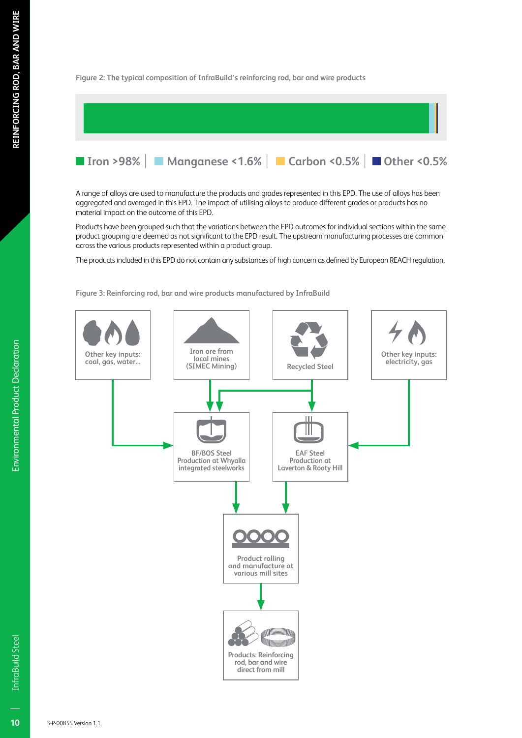Figure 2: The typical composition of InfraBuild's reinforcing rod, bar and wire products

Iron >98% | Manganese <1.6% | Carbon <0.5% | Other <0.5%

A range of alloys are used to manufacture the products and grades represented in this EPD. The use of alloys has been aggregated and averaged in this EPD. The impact of utilising alloys to produce different grades or products has no material impact on the outcome of this EPD.

Products have been grouped such that the variations between the EPD outcomes for individual sections within the same product grouping are deemed as not significant to the EPD result. The upstream manufacturing processes are common across the various products represented within a product group.

The products included in this EPD do not contain any substances of high concern as defined by European REACH regulation.

Figure 3: Reinforcing rod, bar and wire products manufactured by InfraBuild

- Other key inputs: coal, gas, water...
- Iron ore from local mines (SIMEC Mining)
- Recycled Steel
- Other key inputs: electricity, gas
- BF/BOS Steel Production at Whyalla integrated steelworks
- EAF Steel Production at Laverton & Rooty Hill
- Product rolling and manufacture at various mill sites
- Products: Reinforcing rod, bar and wire direct from mill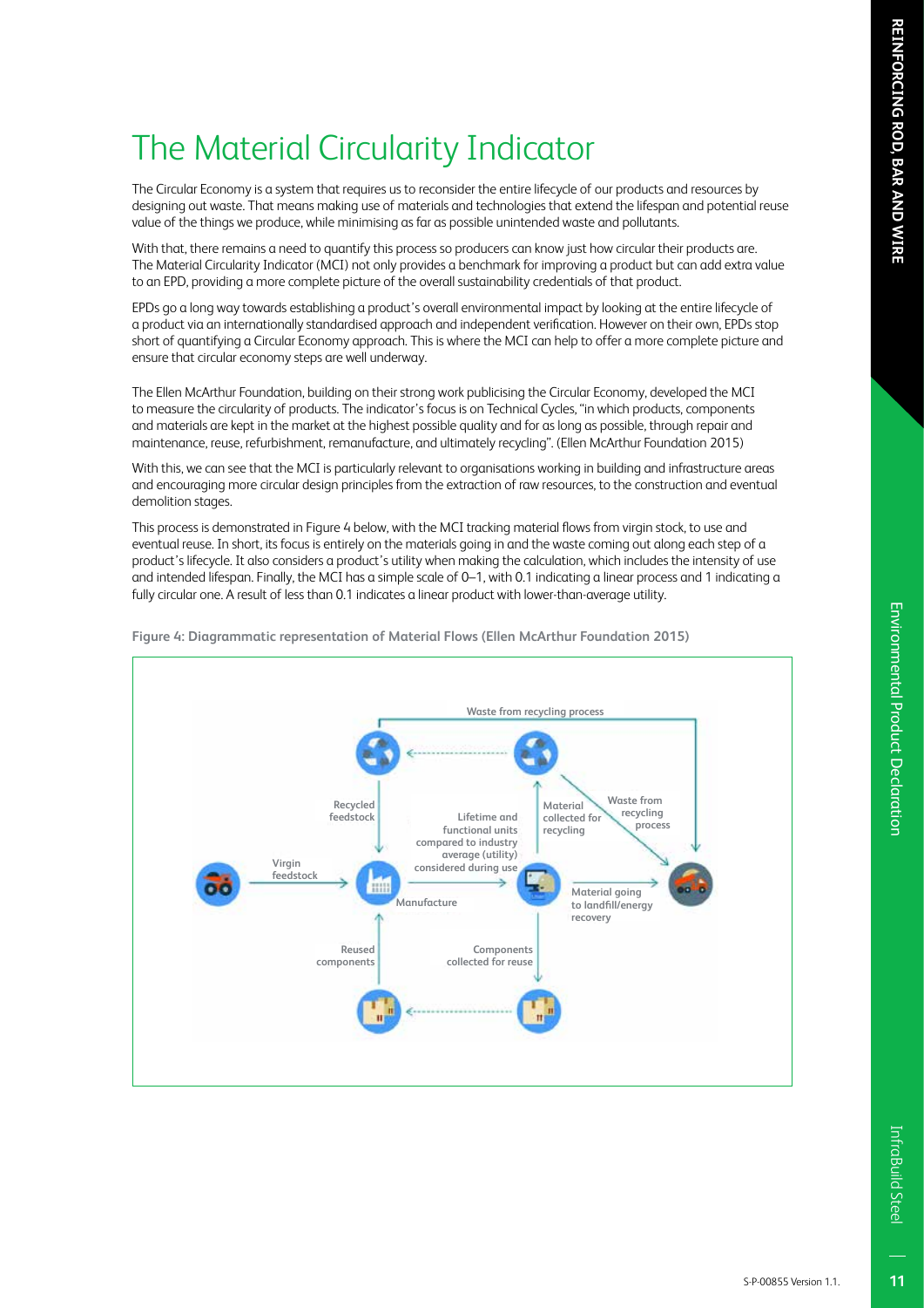# The Material Circularity Indicator

The Circular Economy is a system that requires us to reconsider the entire lifecycle of our products and resources by designing out waste. That means making use of materials and technologies that extend the lifespan and potential reuse value of the things we produce, while minimising as far as possible unintended waste and pollutants.

With that, there remains a need to quantify this process so producers can know just how circular their products are. The Material Circularity Indicator (MCI) not only provides a benchmark for improving a product but can add extra value to an EPD, providing a more complete picture of the overall sustainability credentials of that product.

EPDs go a long way towards establishing a product's overall environmental impact by looking at the entire lifecycle of a product via an internationally standardised approach and independent verification. However on their own, EPDs stop short of quantifying a Circular Economy approach. This is where the MCI can help to offer a more complete picture and ensure that circular economy steps are well underway.

The Ellen McArthur Foundation, building on their strong work publicising the Circular Economy, developed the MCI to measure the circularity of products. The indicator's focus is on Technical Cycles, "in which products, components and materials are kept in the market at the highest possible quality and for as long as possible, through repair and maintenance, reuse, refurbishment, remanufacture, and ultimately recycling". (Ellen McArthur Foundation 2015)

With this, we can see that the MCI is particularly relevant to organisations working in building and infrastructure areas and encouraging more circular design principles from the extraction of raw resources, to the construction and eventual demolition stages.

This process is demonstrated in Figure 4 below, with the MCI tracking material flows from virgin stock, to use and eventual reuse. In short, its focus is entirely on the materials going in and the waste coming out along each step of a product's lifecycle. It also considers a product's utility when making the calculation, which includes the intensity of use and intended lifespan. Finally, the MCI has a simple scale of 0–1, with 0.1 indicating a linear process and 1 indicating a fully circular one. A result of less than 0.1 indicates a linear product with lower-than-average utility.

**Figure 4: Diagrammatic representation of Material Flows (Ellen McArthur Foundation 2015)**

Waste from recycling process

Recycled feedstock

Material collected for recycling

Waste from recycling process

Virgin feedstock

Lifetime and functional units compared to industry average (utility) considered during use

Manufacture

Material going to landfill/energy recovery

Reused components

Components collected for reuse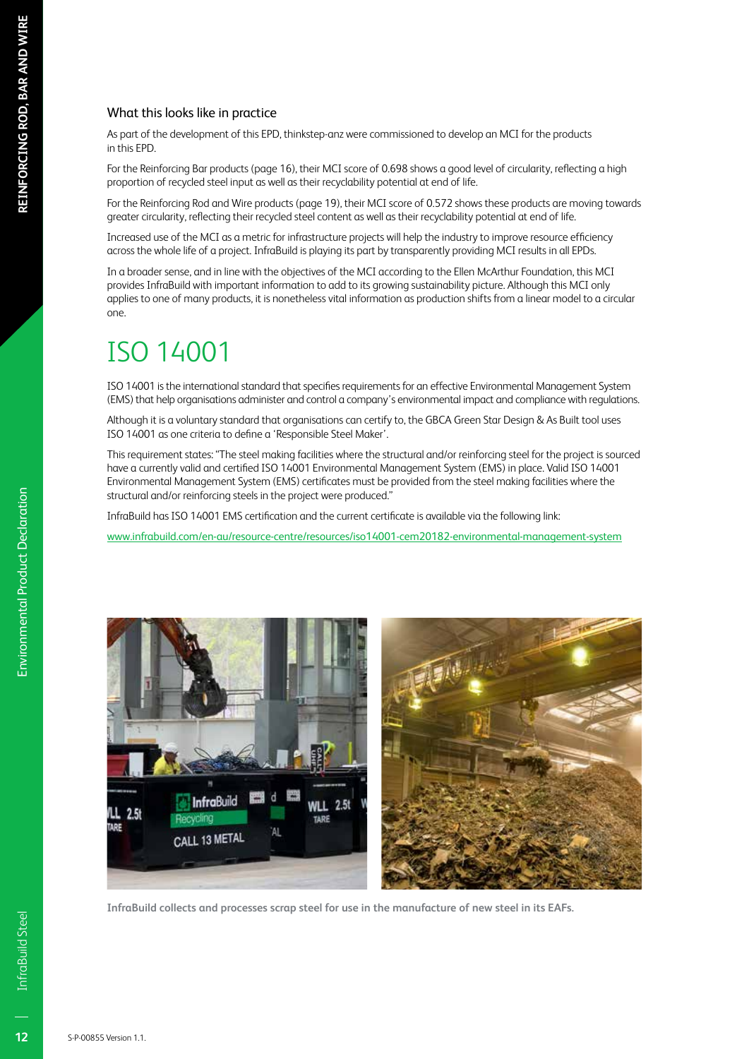### What this looks like in practice

As part of the development of this EPD, thinkstep-anz were commissioned to develop an MCI for the products in this EPD.

For the Reinforcing Bar products (page 16), their MCI score of 0.698 shows a good level of circularity, reflecting a high proportion of recycled steel input as well as their recyclability potential at end of life.

For the Reinforcing Rod and Wire products (page 19), their MCI score of 0.572 shows these products are moving towards greater circularity, reflecting their recycled steel content as well as their recyclability potential at end of life.

Increased use of the MCI as a metric for infrastructure projects will help the industry to improve resource efficiency across the whole life of a project. InfraBuild is playing its part by transparently providing MCI results in all EPDs.

In a broader sense, and in line with the objectives of the MCI according to the Ellen McArthur Foundation, this MCI provides InfraBuild with important information to add to its growing sustainability picture. Although this MCI only applies to one of many products, it is nonetheless vital information as production shifts from a linear model to a circular one.

# ISO 14001

ISO 14001 is the international standard that specifies requirements for an effective Environmental Management System (EMS) that help organisations administer and control a company's environmental impact and compliance with regulations.

Although it is a voluntary standard that organisations can certify to, the GBCA Green Star Design & As Built tool uses ISO 14001 as one criteria to define a 'Responsible Steel Maker'.

This requirement states: "The steel making facilities where the structural and/or reinforcing steel for the project is sourced have a currently valid and certified ISO 14001 Environmental Management System (EMS) in place. Valid ISO 14001 Environmental Management System (EMS) certificates must be provided from the steel making facilities where the structural and/or reinforcing steels in the project were produced."

InfraBuild has ISO 14001 EMS certification and the current certificate is available via the following link:

www.infrabuild.com/en-au/resource-centre/resources/iso14001-cem20182-environmental-management-system

InfraBuild collects and processes scrap steel for use in the manufacture of new steel in its EAFs.

S-P-00855 Version 1.1.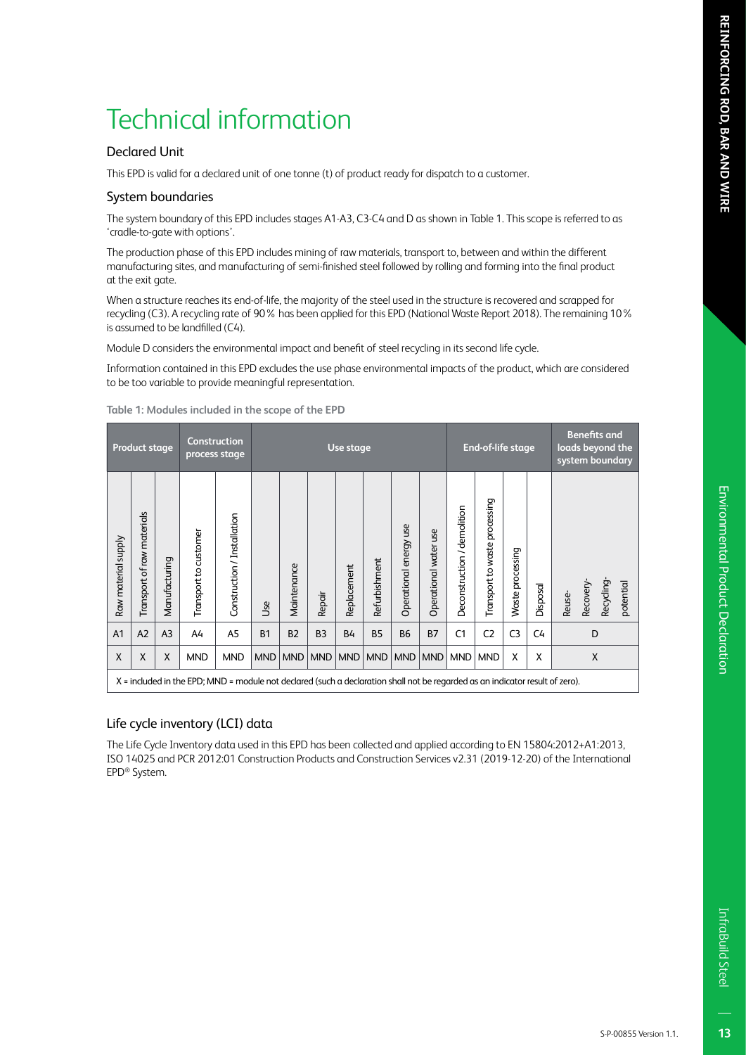# Technical information

## Declared Unit

This EPD is valid for a declared unit of one tonne (t) of product ready for dispatch to a customer.

## System boundaries

The system boundary of this EPD includes stages A1-A3, C3-C4 and D as shown in Table 1. This scope is referred to as 'cradle-to-gate with options'.

The production phase of this EPD includes mining of raw materials, transport to, between and within the different manufacturing sites, and manufacturing of semi-finished steel followed by rolling and forming into the final product at the exit gate.

When a structure reaches its end-of-life, the majority of the steel used in the structure is recovered and scrapped for recycling (C3). A recycling rate of 90% has been applied for this EPD (National Waste Report 2018). The remaining 10% is assumed to be landfilled (C4).

Module D considers the environmental impact and benefit of steel recycling in its second life cycle.

Information contained in this EPD excludes the use phase environmental impacts of the product, which are considered to be too variable to provide meaningful representation.

**Table 1: Modules included in the scope of the EPD**

| Product stage | | | Construction process stage | | Use stage | | | | | | | End-of-life stage | | | | Benefits and loads beyond the system boundary |
|---|---|---|---|---|---|---|---|---|---|---|---|---|---|---|---|---|
| Raw material supply | Transport of raw materials | Manufacturing | Transport to customer | Construction / Installation | Use | Maintenance | Repair | Replacement | Refurbishment | Operational energy use | Operational water use | Deconstruction / demolition | Transport to waste processing | Waste processing | Disposal | Reuse-Recovery-Recycling-potential |
| A1 | A2 | A3 | A4 | A5 | B1 | B2 | B3 | B4 | B5 | B6 | B7 | C1 | C2 | C3 | C4 | D |
| X | X | X | MND | MND | MND | MND | MND | MND | MND | MND | MND | MND | MND | X | X | X |

X = included in the EPD; MND = module not declared (such a declaration shall not be regarded as an indicator result of zero).

## Life cycle inventory (LCI) data

The Life Cycle Inventory data used in this EPD has been collected and applied according to EN 15804:2012+A1:2013, ISO 14025 and PCR 2012:01 Construction Products and Construction Services v2.31 (2019-12-20) of the International EPD® System.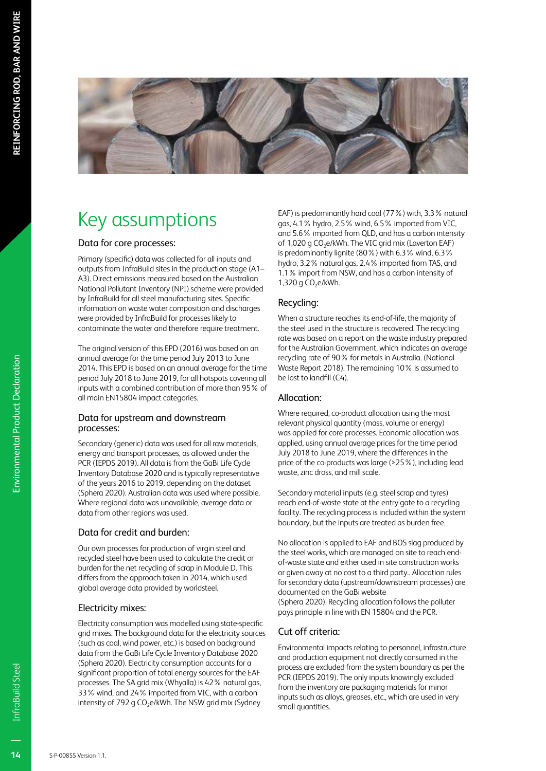# Key assumptions

### Data for core processes:

Primary (specific) data was collected for all inputs and outputs from InfraBuild sites in the production stage (A1–A3). Direct emissions measured based on the Australian National Pollutant Inventory (NPI) scheme were provided by InfraBuild for all steel manufacturing sites. Specific information on waste water composition and discharges were provided by InfraBuild for processes likely to contaminate the water and therefore require treatment.

The original version of this EPD (2016) was based on an annual average for the time period July 2013 to June 2014. This EPD is based on an annual average for the time period July 2018 to June 2019, for all hotspots covering all inputs with a combined contribution of more than 95% of all main EN15804 impact categories.

### Data for upstream and downstream processes:

Secondary (generic) data was used for all raw materials, energy and transport processes, as allowed under the PCR (IEPDS 2019). All data is from the GaBi Life Cycle Inventory Database 2020 and is typically representative of the years 2016 to 2019, depending on the dataset (Sphera 2020). Australian data was used where possible. Where regional data was unavailable, average data or data from other regions was used.

### Data for credit and burden:

Our own processes for production of virgin steel and recycled steel have been used to calculate the credit or burden for the net recycling of scrap in Module D. This differs from the approach taken in 2014, which used global average data provided by worldsteel.

### Electricity mixes:

Electricity consumption was modelled using state-specific grid mixes. The background data for the electricity sources (such as coal, wind power, etc.) is based on background data from the GaBi Life Cycle Inventory Database 2020 (Sphera 2020). Electricity consumption accounts for a significant proportion of total energy sources for the EAF processes. The SA grid mix (Whyalla) is 42% natural gas, 33% wind, and 24% imported from VIC, with a carbon intensity of 792 g $CO_2$e/kWh. The NSW grid mix (Sydney EAF) is predominantly hard coal (77%) with, 3.3% natural gas, 4.1% hydro, 2.5% wind, 6.5% imported from VIC, and 5.6% imported from QLD, and has a carbon intensity of 1,020 g $CO_2$e/kWh. The VIC grid mix (Laverton EAF) is predominantly lignite (80%) with 6.3% wind, 6.3% hydro, 3.2% natural gas, 2.4% imported from TAS, and 1.1% import from NSW, and has a carbon intensity of 1,320 g $CO_2$e/kWh.

### Recycling:

When a structure reaches its end-of-life, the majority of the steel used in the structure is recovered. The recycling rate was based on a report on the waste industry prepared for the Australian Government, which indicates an average recycling rate of 90% for metals in Australia. (National Waste Report 2018). The remaining 10% is assumed to be lost to landfill (C4).

### Allocation:

Where required, co-product allocation using the most relevant physical quantity (mass, volume or energy) was applied for core processes. Economic allocation was applied, using annual average prices for the time period July 2018 to June 2019, where the differences in the price of the co-products was large (>25%), including lead waste, zinc dross, and mill scale.

Secondary material inputs (e.g. steel scrap and tyres) reach end-of-waste state at the entry gate to a recycling facility. The recycling process is included within the system boundary, but the inputs are treated as burden free.

No allocation is applied to EAF and BOS slag produced by the steel works, which are managed on site to reach end-of-waste state and either used in site construction works or given away at no cost to a third party.. Allocation rules for secondary data (upstream/downstream processes) are documented on the GaBi website
(Sphera 2020). Recycling allocation follows the polluter pays principle in line with EN 15804 and the PCR.

### Cut off criteria:

Environmental impacts relating to personnel, infrastructure, and production equipment not directly consumed in the process are excluded from the system boundary as per the PCR (IEPDS 2019). The only inputs knowingly excluded from the inventory are packaging materials for minor inputs such as alloys, greases, etc., which are used in very small quantities.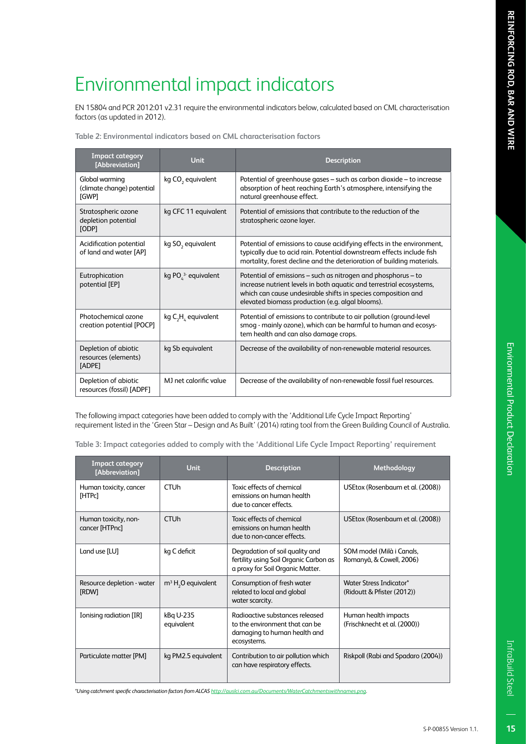# Environmental impact indicators

EN 15804 and PCR 2012:01 v2.31 require the environmental indicators below, calculated based on CML characterisation factors (as updated in 2012).

**Table 2: Environmental indicators based on CML characterisation factors**

| Impact category [Abbreviation] | Unit | Description |
|---|---|---|
| Global warming (climate change) potential [GWP] | kg $CO_2$ equivalent | Potential of greenhouse gases – such as carbon dioxide – to increase absorption of heat reaching Earth's atmosphere, intensifying the natural greenhouse effect. |
| Stratospheric ozone depletion potential [ODP] | kg CFC 11 equivalent | Potential of emissions that contribute to the reduction of the stratospheric ozone layer. |
| Acidification potential of land and water [AP] | kg $SO_2$ equivalent | Potential of emissions to cause acidifying effects in the environment, typically due to acid rain. Potential downstream effects include fish mortality, forest decline and the deterioration of building materials. |
| Eutrophication potential [EP] | kg $PO_4^{3-}$ equivalent | Potential of emissions – such as nitrogen and phosphorus – to increase nutrient levels in both aquatic and terrestrial ecosystems, which can cause undesirable shifts in species composition and elevated biomass production (e.g. algal blooms). |
| Photochemical ozone creation potential [POCP] | kg $C_2H_4$ equivalent | Potential of emissions to contribute to air pollution (ground-level smog - mainly ozone), which can be harmful to human and ecosystem health and can also damage crops. |
| Depletion of abiotic resources (elements) [ADPE] | kg Sb equivalent | Decrease of the availability of non-renewable material resources. |
| Depletion of abiotic resources (fossil) [ADPF] | MJ net calorific value | Decrease of the availability of non-renewable fossil fuel resources. |

The following impact categories have been added to comply with the 'Additional Life Cycle Impact Reporting' requirement listed in the 'Green Star – Design and As Built' (2014) rating tool from the Green Building Council of Australia.

**Table 3: Impact categories added to comply with the 'Additional Life Cycle Impact Reporting' requirement**

| Impact category [Abbreviation] | Unit | Description | Methodology |
|---|---|---|---|
| Human toxicity, cancer [HTPc] | CTUh | Toxic effects of chemical emissions on human health due to cancer effects. | USEtox (Rosenbaum et al. (2008)) |
| Human toxicity, non-cancer [HTPnc] | CTUh | Toxic effects of chemical emissions on human health due to non-cancer effects. | USEtox (Rosenbaum et al. (2008)) |
| Land use [LU] | kg C deficit | Degradation of soil quality and fertility using Soil Organic Carbon as a proxy for Soil Organic Matter. | SOM model (Milà i Canals, Romanyà, & Cowell, 2006) |
| Resource depletion - water [RDW] | $m^3$ $H_2O$ equivalent | Consumption of fresh water related to local and global water scarcity. | Water Stress Indicator* (Ridoutt & Pfister (2012)) |
| Ionising radiation [IR] | kBq U-235 equivalent | Radioactive substances released to the environment that can be damaging to human health and ecosystems. | Human health impacts (Frischknecht et al. (2000)) |
| Particulate matter [PM] | kg PM2.5 equivalent | Contribution to air pollution which can have respiratory effects. | Riskpoll (Rabi and Spadaro (2004)) |

*Using catchment specific characterisation factors from ALCAS http://auslci.com.au/Documents/WaterCatchmentswithnames.png.*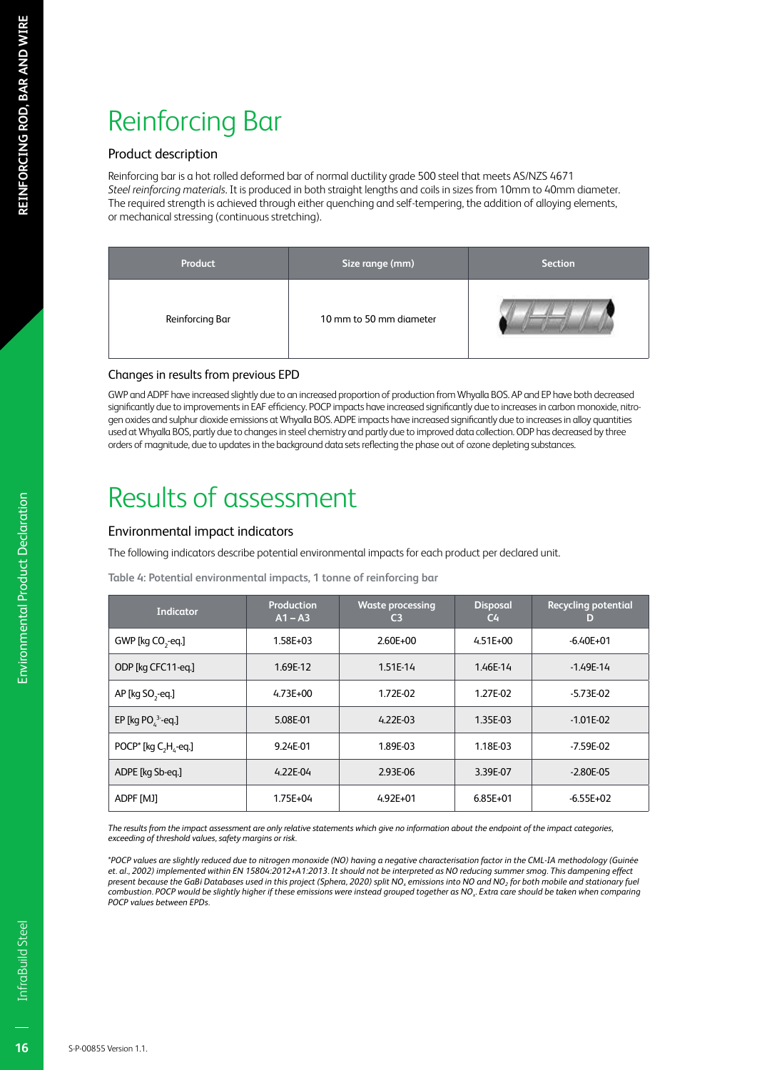# Reinforcing Bar

## Product description

Reinforcing bar is a hot rolled deformed bar of normal ductility grade 500 steel that meets AS/NZS 4671 *Steel reinforcing materials*. It is produced in both straight lengths and coils in sizes from 10mm to 40mm diameter. The required strength is achieved through either quenching and self-tempering, the addition of alloying elements, or mechanical stressing (continuous stretching).

| Product | Size range (mm) | Section |
|---|---|---|
| Reinforcing Bar | 10 mm to 50 mm diameter | |

## Changes in results from previous EPD

GWP and ADPF have increased slightly due to an increased proportion of production from Whyalla BOS. AP and EP have both decreased significantly due to improvements in EAF efficiency. POCP impacts have increased significantly due to increases in carbon monoxide, nitrogen oxides and sulphur dioxide emissions at Whyalla BOS. ADPE impacts have increased significantly due to increases in alloy quantities used at Whyalla BOS, partly due to changes in steel chemistry and partly due to improved data collection. ODP has decreased by three orders of magnitude, due to updates in the background data sets reflecting the phase out of ozone depleting substances.

# Results of assessment

## Environmental impact indicators

The following indicators describe potential environmental impacts for each product per declared unit.

**Table 4: Potential environmental impacts, 1 tonne of reinforcing bar**

| Indicator | Production A1 – A3 | Waste processing C3 | Disposal C4 | Recycling potential D |
|---|---|---|---|---|
| GWP [kg $CO_2$-eq.] | 1.58E+03 | 2.60E+00 | 4.51E+00 | -6.40E+01 |
| ODP [kg CFC11-eq.] | 1.69E-12 | 1.51E-14 | 1.46E-14 | -1.49E-14 |
| AP [kg $SO_2$-eq.] | 4.73E+00 | 1.72E-02 | 1.27E-02 | -5.73E-02 |
| EP [kg $PO_4^{3-}$-eq.] | 5.08E-01 | 4.22E-03 | 1.35E-03 | -1.01E-02 |
| POCP* [kg $C_2H_4$-eq.] | 9.24E-01 | 1.89E-03 | 1.18E-03 | -7.59E-02 |
| ADPE [kg Sb-eq.] | 4.22E-04 | 2.93E-06 | 3.39E-07 | -2.80E-05 |
| ADPF [MJ] | 1.75E+04 | 4.92E+01 | 6.85E+01 | -6.55E+02 |

*The results from the impact assessment are only relative statements which give no information about the endpoint of the impact categories, exceeding of threshold values, safety margins or risk.*

*\*POCP values are slightly reduced due to nitrogen monoxide (NO) having a negative characterisation factor in the CML-IA methodology (Guinée et. al., 2002) implemented within EN 15804:2012+A1:2013. It should not be interpreted as NO reducing summer smog. This dampening effect present because the GaBi Databases used in this project (Sphera, 2020) split $NO_x$ emissions into NO and $NO_2$ for both mobile and stationary fuel combustion. POCP would be slightly higher if these emissions were instead grouped together as $NO_x$. Extra care should be taken when comparing POCP values between EPDs.*

S-P-00855 Version 1.1.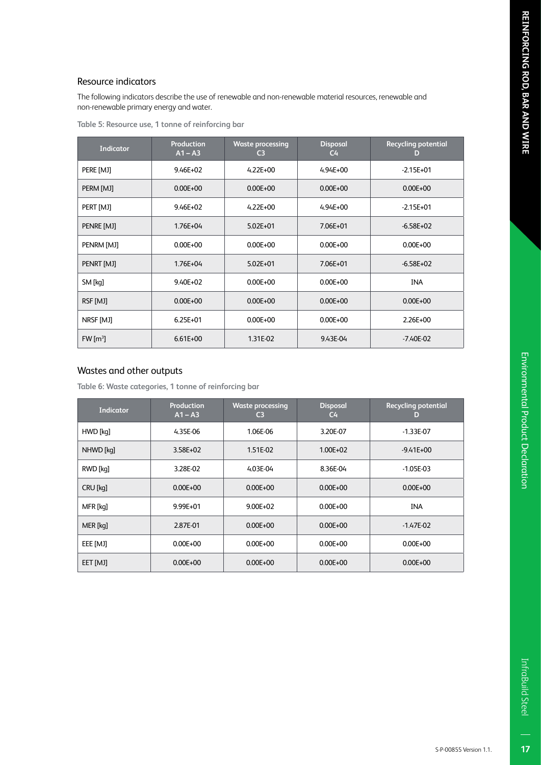## Resource indicators

The following indicators describe the use of renewable and non-renewable material resources, renewable and non-renewable primary energy and water.

**Table 5: Resource use, 1 tonne of reinforcing bar**

| Indicator | Production A1 – A3 | Waste processing C3 | Disposal C4 | Recycling potential D |
|---|---|---|---|---|
| PERE [MJ] | 9.46E+02 | 4.22E+00 | 4.94E+00 | -2.15E+01 |
| PERM [MJ] | 0.00E+00 | 0.00E+00 | 0.00E+00 | 0.00E+00 |
| PERT [MJ] | 9.46E+02 | 4.22E+00 | 4.94E+00 | -2.15E+01 |
| PENRE [MJ] | 1.76E+04 | 5.02E+01 | 7.06E+01 | -6.58E+02 |
| PENRM [MJ] | 0.00E+00 | 0.00E+00 | 0.00E+00 | 0.00E+00 |
| PENRT [MJ] | 1.76E+04 | 5.02E+01 | 7.06E+01 | -6.58E+02 |
| SM [kg] | 9.40E+02 | 0.00E+00 | 0.00E+00 | INA |
| RSF [MJ] | 0.00E+00 | 0.00E+00 | 0.00E+00 | 0.00E+00 |
| NRSF [MJ] | 6.25E+01 | 0.00E+00 | 0.00E+00 | 2.26E+00 |
| FW [$m^3$] | 6.61E+00 | 1.31E-02 | 9.43E-04 | -7.40E-02 |

## Wastes and other outputs

**Table 6: Waste categories, 1 tonne of reinforcing bar**

| Indicator | Production A1 – A3 | Waste processing C3 | Disposal C4 | Recycling potential D |
|---|---|---|---|---|
| HWD [kg] | 4.35E-06 | 1.06E-06 | 3.20E-07 | -1.33E-07 |
| NHWD [kg] | 3.58E+02 | 1.51E-02 | 1.00E+02 | -9.41E+00 |
| RWD [kg] | 3.28E-02 | 4.03E-04 | 8.36E-04 | -1.05E-03 |
| CRU [kg] | 0.00E+00 | 0.00E+00 | 0.00E+00 | 0.00E+00 |
| MFR [kg] | 9.99E+01 | 9.00E+02 | 0.00E+00 | INA |
| MER [kg] | 2.87E-01 | 0.00E+00 | 0.00E+00 | -1.47E-02 |
| EEE [MJ] | 0.00E+00 | 0.00E+00 | 0.00E+00 | 0.00E+00 |
| EET [MJ] | 0.00E+00 | 0.00E+00 | 0.00E+00 | 0.00E+00 |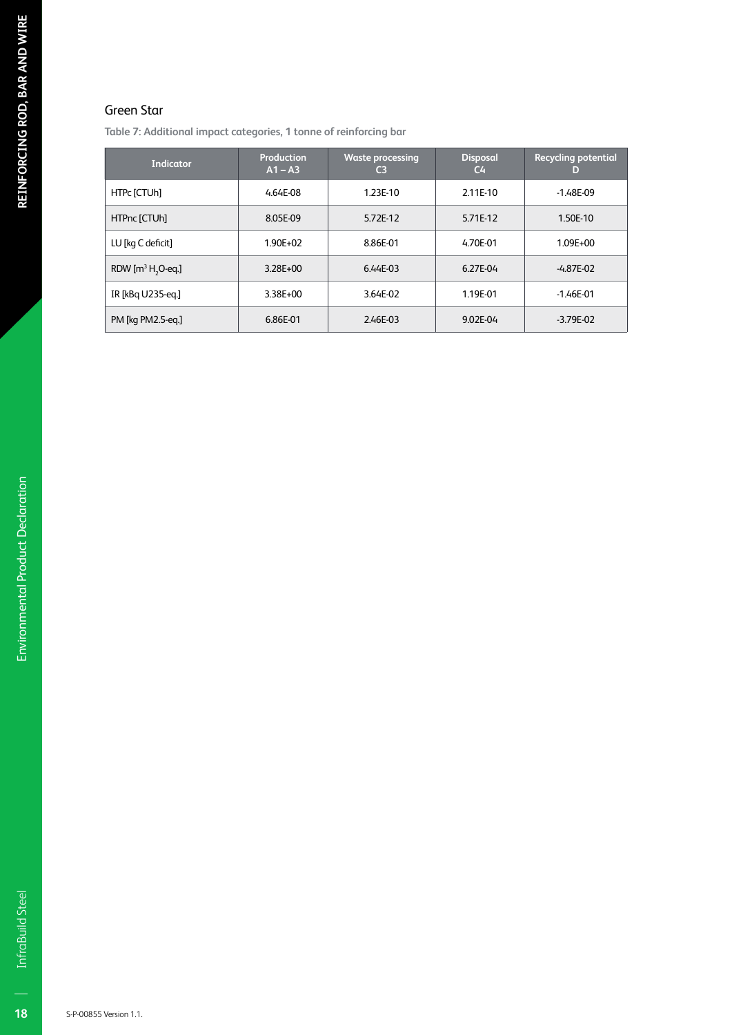## Green Star

Table 7: Additional impact categories, 1 tonne of reinforcing bar

| Indicator | Production A1 – A3 | Waste processing C3 | Disposal C4 | Recycling potential D |
|---|---|---|---|---|
| HTPc [CTUh] | 4.64E-08 | 1.23E-10 | 2.11E-10 | -1.48E-09 |
| HTPnc [CTUh] | 8.05E-09 | 5.72E-12 | 5.71E-12 | 1.50E-10 |
| LU [kg C deficit] | 1.90E+02 | 8.86E-01 | 4.70E-01 | 1.09E+00 |
| RDW [$m^3$ $H_2O$-eq.] | 3.28E+00 | 6.44E-03 | 6.27E-04 | -4.87E-02 |
| IR [kBq U235-eq.] | 3.38E+00 | 3.64E-02 | 1.19E-01 | -1.46E-01 |
| PM [kg PM2.5-eq.] | 6.86E-01 | 2.46E-03 | 9.02E-04 | -3.79E-02 |

S-P-00855 Version 1.1.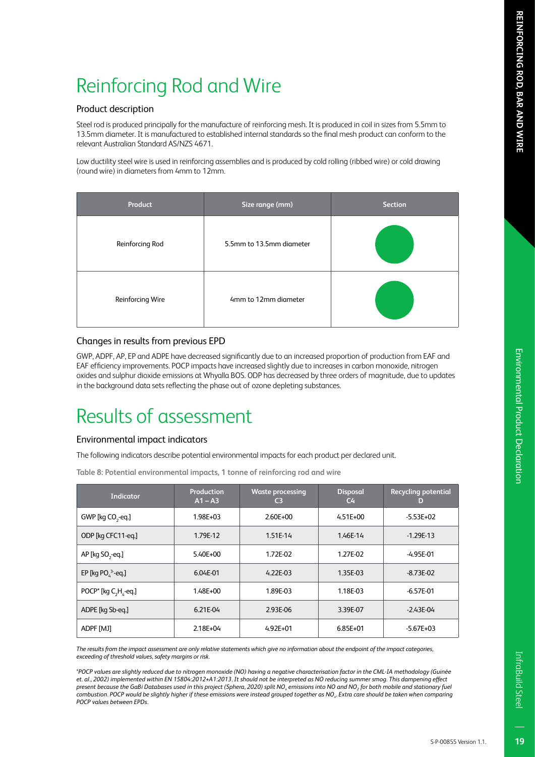# Reinforcing Rod and Wire

## Product description

Steel rod is produced principally for the manufacture of reinforcing mesh. It is produced in coil in sizes from 5.5mm to 13.5mm diameter. It is manufactured to established internal standards so the final mesh product can conform to the relevant Australian Standard AS/NZS 4671.

Low ductility steel wire is used in reinforcing assemblies and is produced by cold rolling (ribbed wire) or cold drawing (round wire) in diameters from 4mm to 12mm.

| Product | Size range (mm) | Section |
|---|---|---|
| Reinforcing Rod | 5.5mm to 13.5mm diameter | ● |
| Reinforcing Wire | 4mm to 12mm diameter | ● |

## Changes in results from previous EPD

GWP, ADPF, AP, EP and ADPE have decreased significantly due to an increased proportion of production from EAF and EAF efficiency improvements. POCP impacts have increased slightly due to increases in carbon monoxide, nitrogen oxides and sulphur dioxide emissions at Whyalla BOS. ODP has decreased by three orders of magnitude, due to updates in the background data sets reflecting the phase out of ozone depleting substances.

# Results of assessment

## Environmental impact indicators

The following indicators describe potential environmental impacts for each product per declared unit.

**Table 8: Potential environmental impacts, 1 tonne of reinforcing rod and wire**

| Indicator | Production A1 – A3 | Waste processing C3 | Disposal C4 | Recycling potential D |
|---|---|---|---|---|
| GWP [kg $CO_2$-eq.] | 1.98E+03 | 2.60E+00 | 4.51E+00 | -5.53E+02 |
| ODP [kg CFC11-eq.] | 1.79E-12 | 1.51E-14 | 1.46E-14 | -1.29E-13 |
| AP [kg $SO_2$-eq.] | 5.40E+00 | 1.72E-02 | 1.27E-02 | -4.95E-01 |
| EP [kg $PO_4^{3-}$-eq.] | 6.04E-01 | 4.22E-03 | 1.35E-03 | -8.73E-02 |
| POCP* [kg $C_2H_4$-eq.] | 1.48E+00 | 1.89E-03 | 1.18E-03 | -6.57E-01 |
| ADPE [kg Sb-eq.] | 6.21E-04 | 2.93E-06 | 3.39E-07 | -2.43E-04 |
| ADPF [MJ] | 2.18E+04 | 4.92E+01 | 6.85E+01 | -5.67E+03 |

*The results from the impact assessment are only relative statements which give no information about the endpoint of the impact categories, exceeding of threshold values, safety margins or risk.*

*\*POCP values are slightly reduced due to nitrogen monoxide (NO) having a negative characterisation factor in the CML-IA methodology (Guinée et. al., 2002) implemented within EN 15804:2012+A1:2013. It should not be interpreted as NO reducing summer smog. This dampening effect present because the GaBi Databases used in this project (Sphera, 2020) split $NO_x$ emissions into NO and $NO_2$ for both mobile and stationary fuel combustion. POCP would be slightly higher if these emissions were instead grouped together as $NO_x$. Extra care should be taken when comparing POCP values between EPDs.*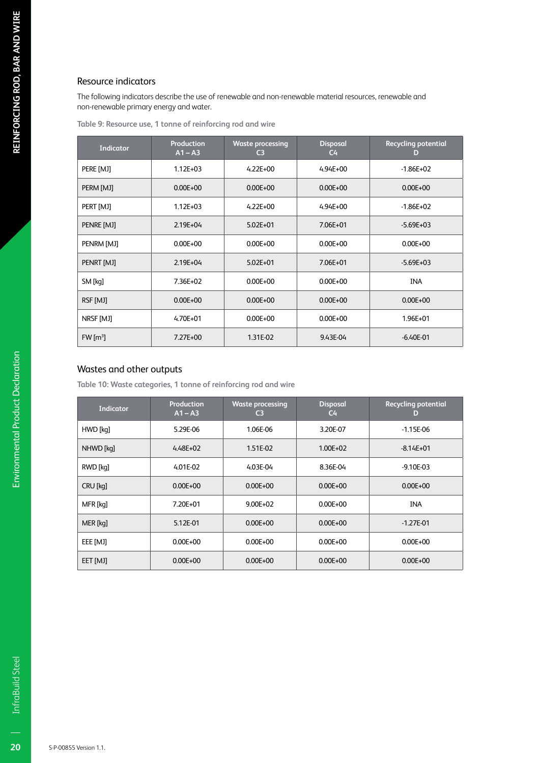## Resource indicators

The following indicators describe the use of renewable and non-renewable material resources, renewable and non-renewable primary energy and water.

Table 9: Resource use, 1 tonne of reinforcing rod and wire

| Indicator | Production A1 – A3 | Waste processing C3 | Disposal C4 | Recycling potential D |
|---|---|---|---|---|
| PERE [MJ] | 1.12E+03 | 4.22E+00 | 4.94E+00 | -1.86E+02 |
| PERM [MJ] | 0.00E+00 | 0.00E+00 | 0.00E+00 | 0.00E+00 |
| PERT [MJ] | 1.12E+03 | 4.22E+00 | 4.94E+00 | -1.86E+02 |
| PENRE [MJ] | 2.19E+04 | 5.02E+01 | 7.06E+01 | -5.69E+03 |
| PENRM [MJ] | 0.00E+00 | 0.00E+00 | 0.00E+00 | 0.00E+00 |
| PENRT [MJ] | 2.19E+04 | 5.02E+01 | 7.06E+01 | -5.69E+03 |
| SM [kg] | 7.36E+02 | 0.00E+00 | 0.00E+00 | INA |
| RSF [MJ] | 0.00E+00 | 0.00E+00 | 0.00E+00 | 0.00E+00 |
| NRSF [MJ] | 4.70E+01 | 0.00E+00 | 0.00E+00 | 1.96E+01 |
| FW [$m^3$] | 7.27E+00 | 1.31E-02 | 9.43E-04 | -6.40E-01 |

## Wastes and other outputs

Table 10: Waste categories, 1 tonne of reinforcing rod and wire

| Indicator | Production A1 – A3 | Waste processing C3 | Disposal C4 | Recycling potential D |
|---|---|---|---|---|
| HWD [kg] | 5.29E-06 | 1.06E-06 | 3.20E-07 | -1.15E-06 |
| NHWD [kg] | 4.48E+02 | 1.51E-02 | 1.00E+02 | -8.14E+01 |
| RWD [kg] | 4.01E-02 | 4.03E-04 | 8.36E-04 | -9.10E-03 |
| CRU [kg] | 0.00E+00 | 0.00E+00 | 0.00E+00 | 0.00E+00 |
| MFR [kg] | 7.20E+01 | 9.00E+02 | 0.00E+00 | INA |
| MER [kg] | 5.12E-01 | 0.00E+00 | 0.00E+00 | -1.27E-01 |
| EEE [MJ] | 0.00E+00 | 0.00E+00 | 0.00E+00 | 0.00E+00 |
| EET [MJ] | 0.00E+00 | 0.00E+00 | 0.00E+00 | 0.00E+00 |

S-P-00855 Version 1.1.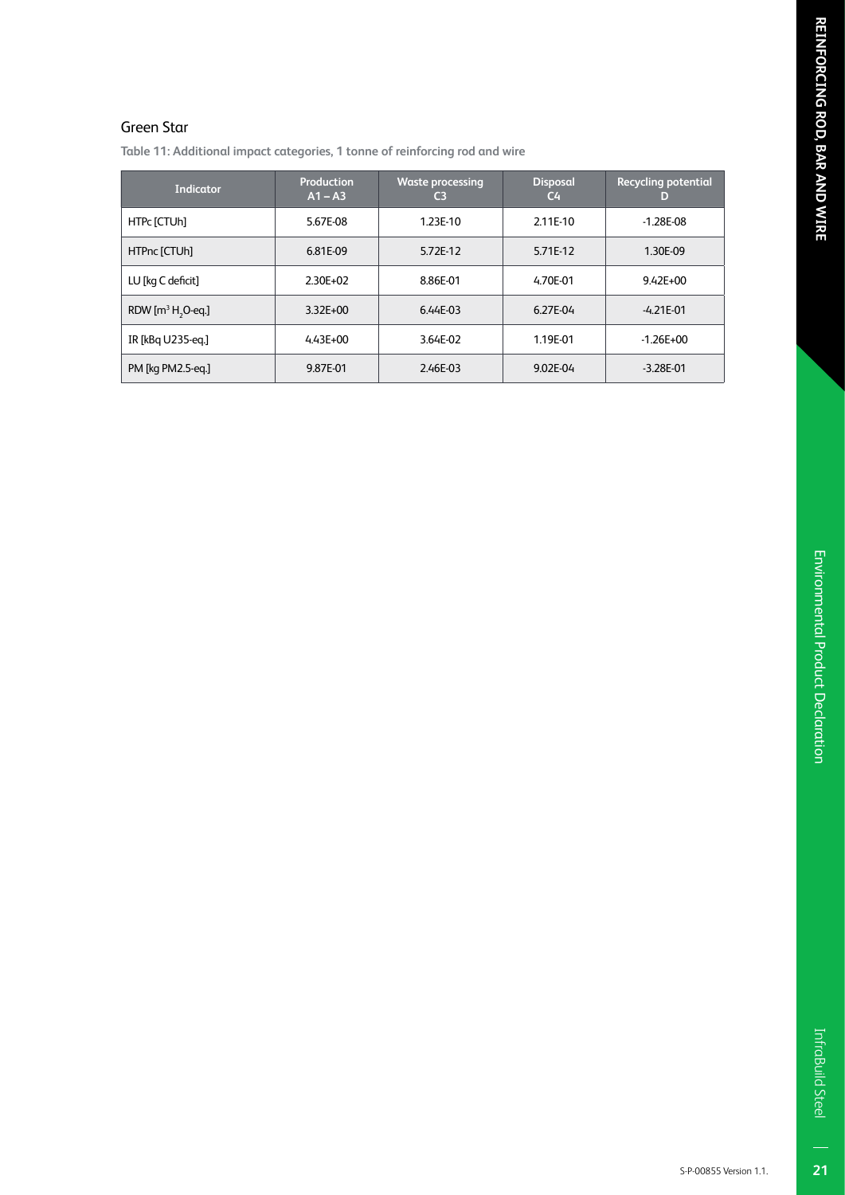## Green Star

**Table 11: Additional impact categories, 1 tonne of reinforcing rod and wire**

| Indicator | Production A1 – A3 | Waste processing C3 | Disposal C4 | Recycling potential D |
|---|---|---|---|---|
| HTPc [CTUh] | 5.67E-08 | 1.23E-10 | 2.11E-10 | -1.28E-08 |
| HTPnc [CTUh] | 6.81E-09 | 5.72E-12 | 5.71E-12 | 1.30E-09 |
| LU [kg C deficit] | 2.30E+02 | 8.86E-01 | 4.70E-01 | 9.42E+00 |
| RDW [$m^3$ $H_2O$-eq.] | 3.32E+00 | 6.44E-03 | 6.27E-04 | -4.21E-01 |
| IR [kBq U235-eq.] | 4.43E+00 | 3.64E-02 | 1.19E-01 | -1.26E+00 |
| PM [kg PM2.5-eq.] | 9.87E-01 | 2.46E-03 | 9.02E-04 | -3.28E-01 |

S-P-00855 Version 1.1.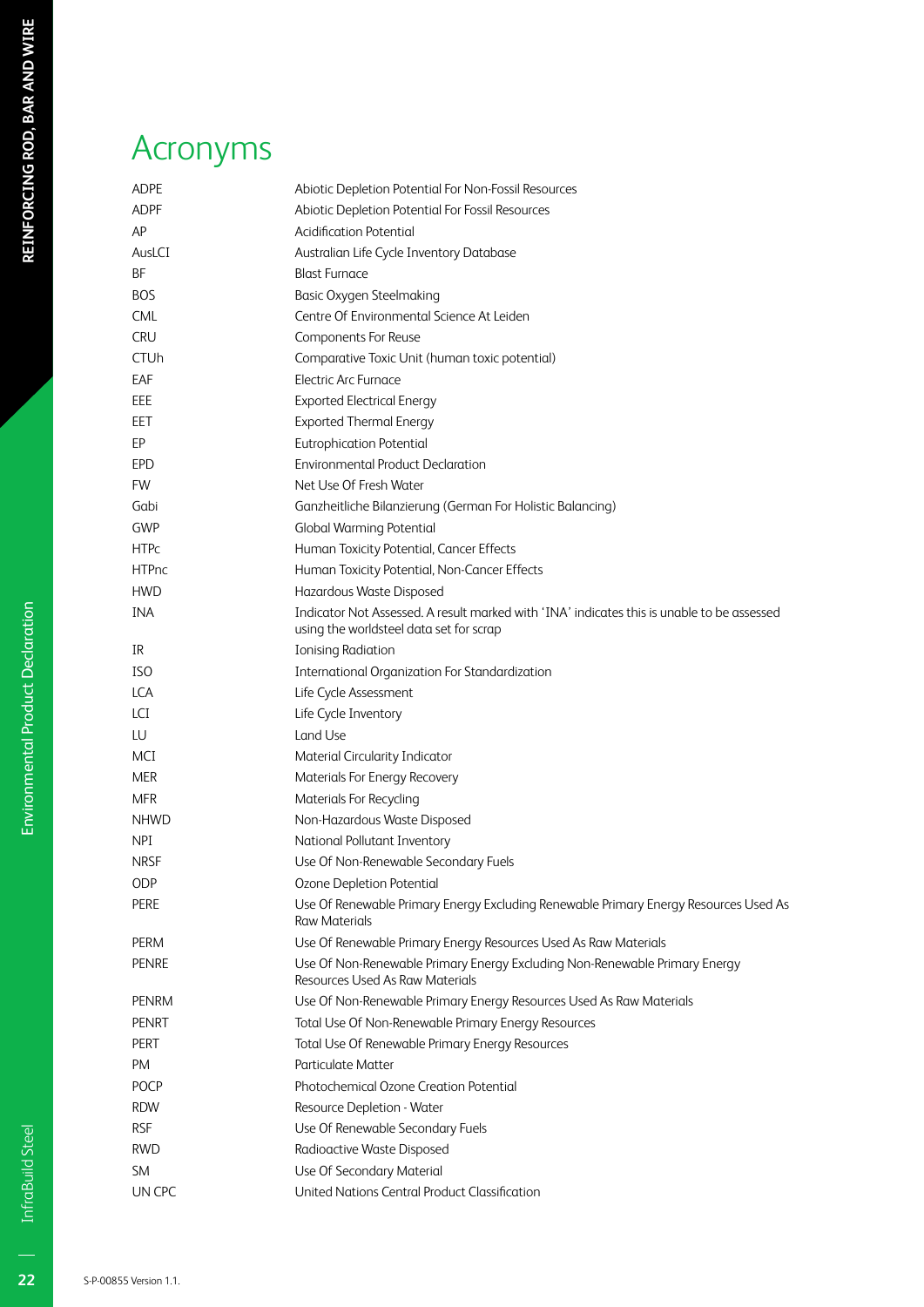# Acronyms

| | |
|---|---|
| ADPE | Abiotic Depletion Potential For Non-Fossil Resources |
| ADPF | Abiotic Depletion Potential For Fossil Resources |
| AP | Acidification Potential |
| AusLCI | Australian Life Cycle Inventory Database |
| BF | Blast Furnace |
| BOS | Basic Oxygen Steelmaking |
| CML | Centre Of Environmental Science At Leiden |
| CRU | Components For Reuse |
| CTUh | Comparative Toxic Unit (human toxic potential) |
| EAF | Electric Arc Furnace |
| EEE | Exported Electrical Energy |
| EET | Exported Thermal Energy |
| EP | Eutrophication Potential |
| EPD | Environmental Product Declaration |
| FW | Net Use Of Fresh Water |
| Gabi | Ganzheitliche Bilanzierung (German For Holistic Balancing) |
| GWP | Global Warming Potential |
| HTPc | Human Toxicity Potential, Cancer Effects |
| HTPnc | Human Toxicity Potential, Non-Cancer Effects |
| HWD | Hazardous Waste Disposed |
| INA | Indicator Not Assessed. A result marked with 'INA' indicates this is unable to be assessed using the worldsteel data set for scrap |
| IR | Ionising Radiation |
| ISO | International Organization For Standardization |
| LCA | Life Cycle Assessment |
| LCI | Life Cycle Inventory |
| LU | Land Use |
| MCI | Material Circularity Indicator |
| MER | Materials For Energy Recovery |
| MFR | Materials For Recycling |
| NHWD | Non-Hazardous Waste Disposed |
| NPI | National Pollutant Inventory |
| NRSF | Use Of Non-Renewable Secondary Fuels |
| ODP | Ozone Depletion Potential |
| PERE | Use Of Renewable Primary Energy Excluding Renewable Primary Energy Resources Used As Raw Materials |
| PERM | Use Of Renewable Primary Energy Resources Used As Raw Materials |
| PENRE | Use Of Non-Renewable Primary Energy Excluding Non-Renewable Primary Energy Resources Used As Raw Materials |
| PENRM | Use Of Non-Renewable Primary Energy Resources Used As Raw Materials |
| PENRT | Total Use Of Non-Renewable Primary Energy Resources |
| PERT | Total Use Of Renewable Primary Energy Resources |
| PM | Particulate Matter |
| POCP | Photochemical Ozone Creation Potential |
| RDW | Resource Depletion - Water |
| RSF | Use Of Renewable Secondary Fuels |
| RWD | Radioactive Waste Disposed |
| SM | Use Of Secondary Material |
| UN CPC | United Nations Central Product Classification |

S-P-00855 Version 1.1.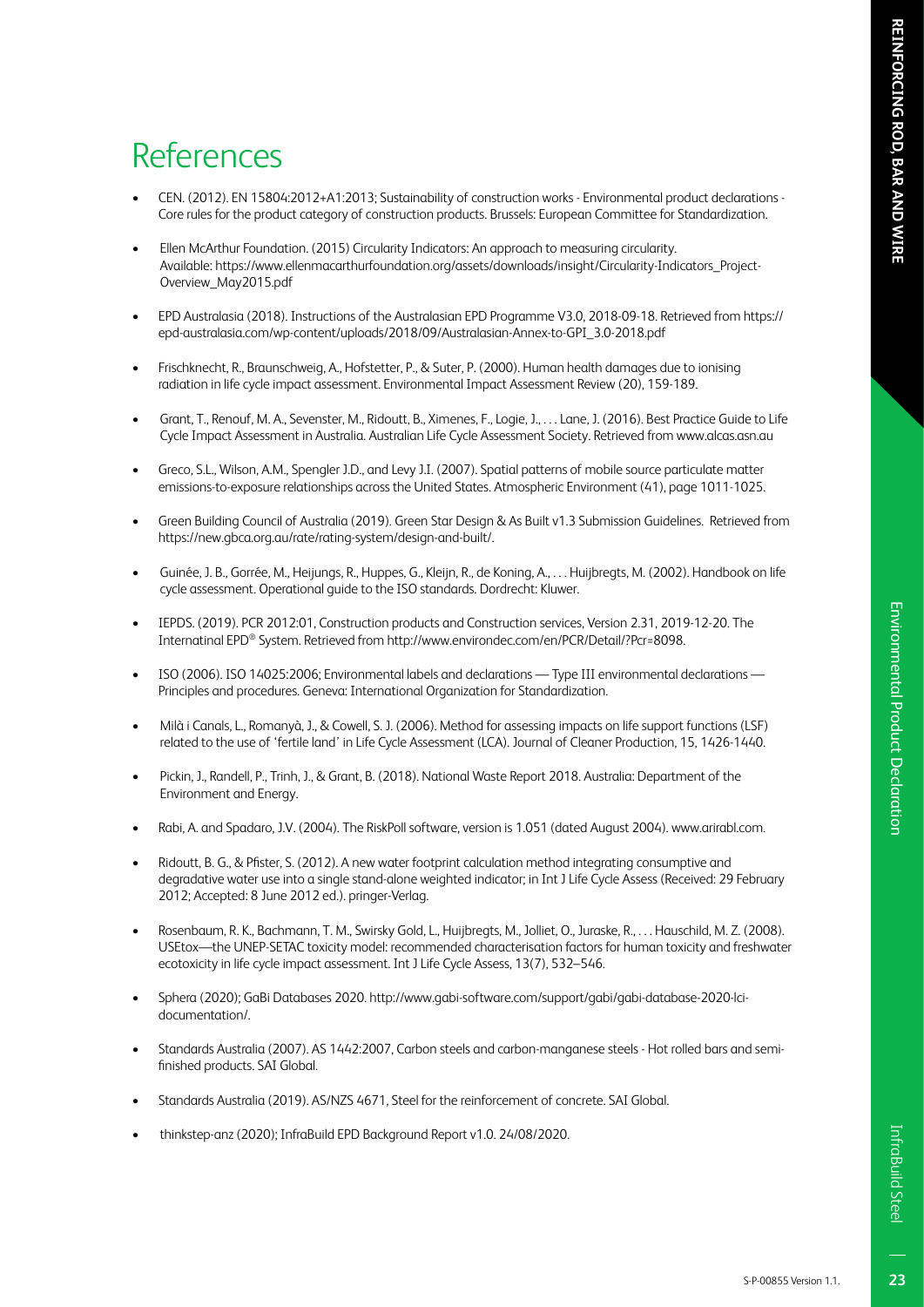# References

- CEN. (2012). EN 15804:2012+A1:2013; Sustainability of construction works - Environmental product declarations - Core rules for the product category of construction products. Brussels: European Committee for Standardization.
- Ellen McArthur Foundation. (2015) Circularity Indicators: An approach to measuring circularity. Available: https://www.ellenmacarthurfoundation.org/assets/downloads/insight/Circularity-Indicators_Project-Overview_May2015.pdf
- EPD Australasia (2018). Instructions of the Australasian EPD Programme V3.0, 2018-09-18. Retrieved from https://epd-australasia.com/wp-content/uploads/2018/09/Australasian-Annex-to-GPI_3.0-2018.pdf
- Frischknecht, R., Braunschweig, A., Hofstetter, P., & Suter, P. (2000). Human health damages due to ionising radiation in life cycle impact assessment. Environmental Impact Assessment Review (20), 159-189.
- Grant, T., Renouf, M. A., Sevenster, M., Ridoutt, B., Ximenes, F., Logie, J., . . . Lane, J. (2016). Best Practice Guide to Life Cycle Impact Assessment in Australia. Australian Life Cycle Assessment Society. Retrieved from www.alcas.asn.au
- Greco, S.L., Wilson, A.M., Spengler J.D., and Levy J.I. (2007). Spatial patterns of mobile source particulate matter emissions-to-exposure relationships across the United States. Atmospheric Environment (41), page 1011-1025.
- Green Building Council of Australia (2019). Green Star Design & As Built v1.3 Submission Guidelines. Retrieved from https://new.gbca.org.au/rate/rating-system/design-and-built/.
- Guinée, J. B., Gorrée, M., Heijungs, R., Huppes, G., Kleijn, R., de Koning, A., . . . Huijbregts, M. (2002). Handbook on life cycle assessment. Operational guide to the ISO standards. Dordrecht: Kluwer.
- IEPDS. (2019). PCR 2012:01, Construction products and Construction services, Version 2.31, 2019-12-20. The Internatinal EPD® System. Retrieved from http://www.environdec.com/en/PCR/Detail/?Pcr=8098.
- ISO (2006). ISO 14025:2006; Environmental labels and declarations — Type III environmental declarations — Principles and procedures. Geneva: International Organization for Standardization.
- Milà i Canals, L., Romanyà, J., & Cowell, S. J. (2006). Method for assessing impacts on life support functions (LSF) related to the use of 'fertile land' in Life Cycle Assessment (LCA). Journal of Cleaner Production, 15, 1426-1440.
- Pickin, J., Randell, P., Trinh, J., & Grant, B. (2018). National Waste Report 2018. Australia: Department of the Environment and Energy.
- Rabi, A. and Spadaro, J.V. (2004). The RiskPoll software, version is 1.051 (dated August 2004). www.arirabl.com.
- Ridoutt, B. G., & Pfister, S. (2012). A new water footprint calculation method integrating consumptive and degradative water use into a single stand-alone weighted indicator; in Int J Life Cycle Assess (Received: 29 February 2012; Accepted: 8 June 2012 ed.). pringer-Verlag.
- Rosenbaum, R. K., Bachmann, T. M., Swirsky Gold, L., Huijbregts, M., Jolliet, O., Juraske, R., . . . Hauschild, M. Z. (2008). USEtox—the UNEP-SETAC toxicity model: recommended characterisation factors for human toxicity and freshwater ecotoxicity in life cycle impact assessment. Int J Life Cycle Assess, 13(7), 532–546.
- Sphera (2020); GaBi Databases 2020. http://www.gabi-software.com/support/gabi/gabi-database-2020-lci-documentation/.
- Standards Australia (2007). AS 1442:2007, Carbon steels and carbon-manganese steels - Hot rolled bars and semi-finished products. SAI Global.
- Standards Australia (2019). AS/NZS 4671, Steel for the reinforcement of concrete. SAI Global.
- thinkstep-anz (2020); InfraBuild EPD Background Report v1.0. 24/08/2020.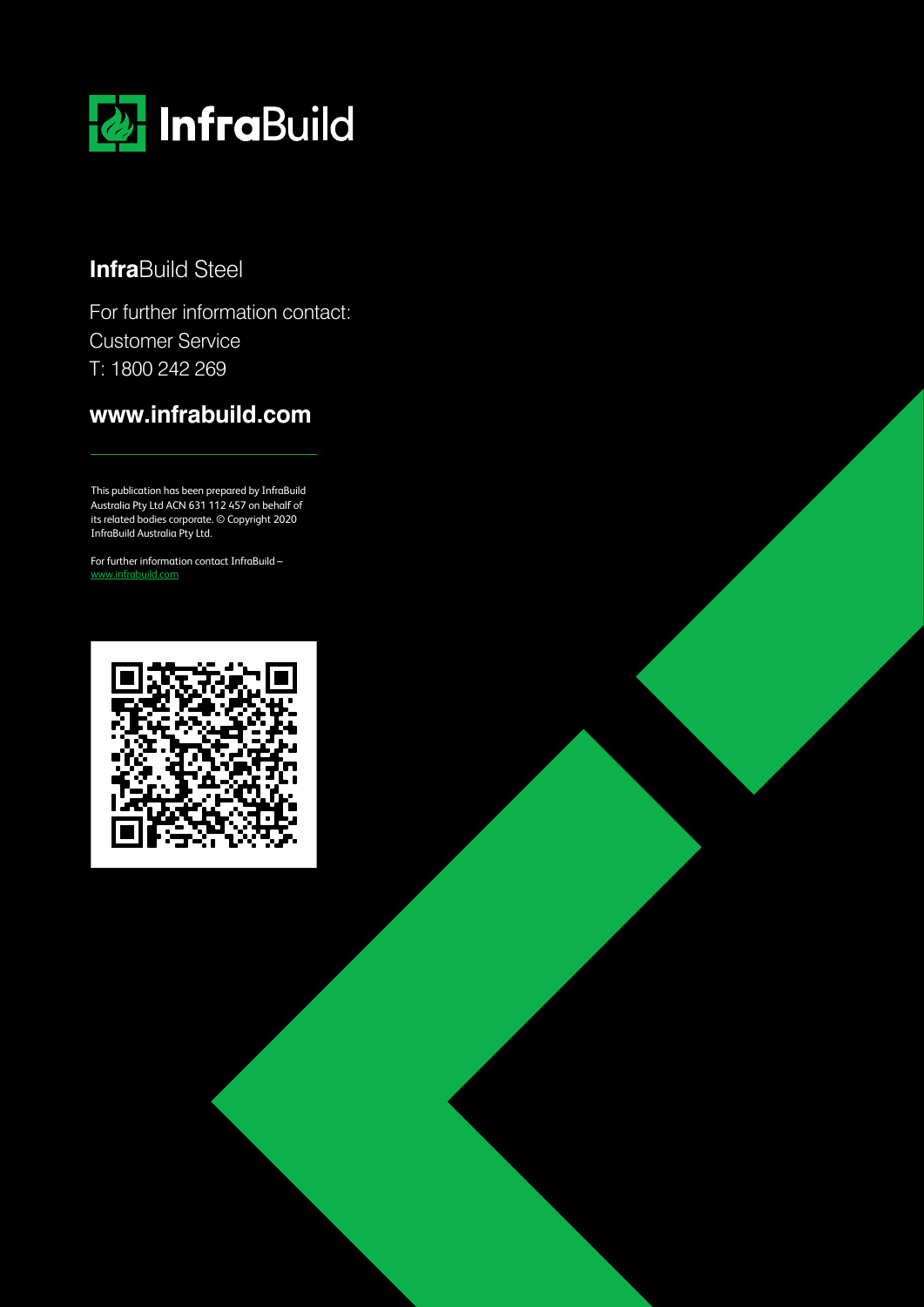**Infra**Build

**Infra**Build Steel

For further information contact:
Customer Service
T: 1800 242 269

**www.infrabuild.com**

---

This publication has been prepared by InfraBuild Australia Pty Ltd ACN 631 112 457 on behalf of its related bodies corporate. © Copyright 2020 InfraBuild Australia Pty Ltd.

For further information contact InfraBuild – www.infrabuild.com